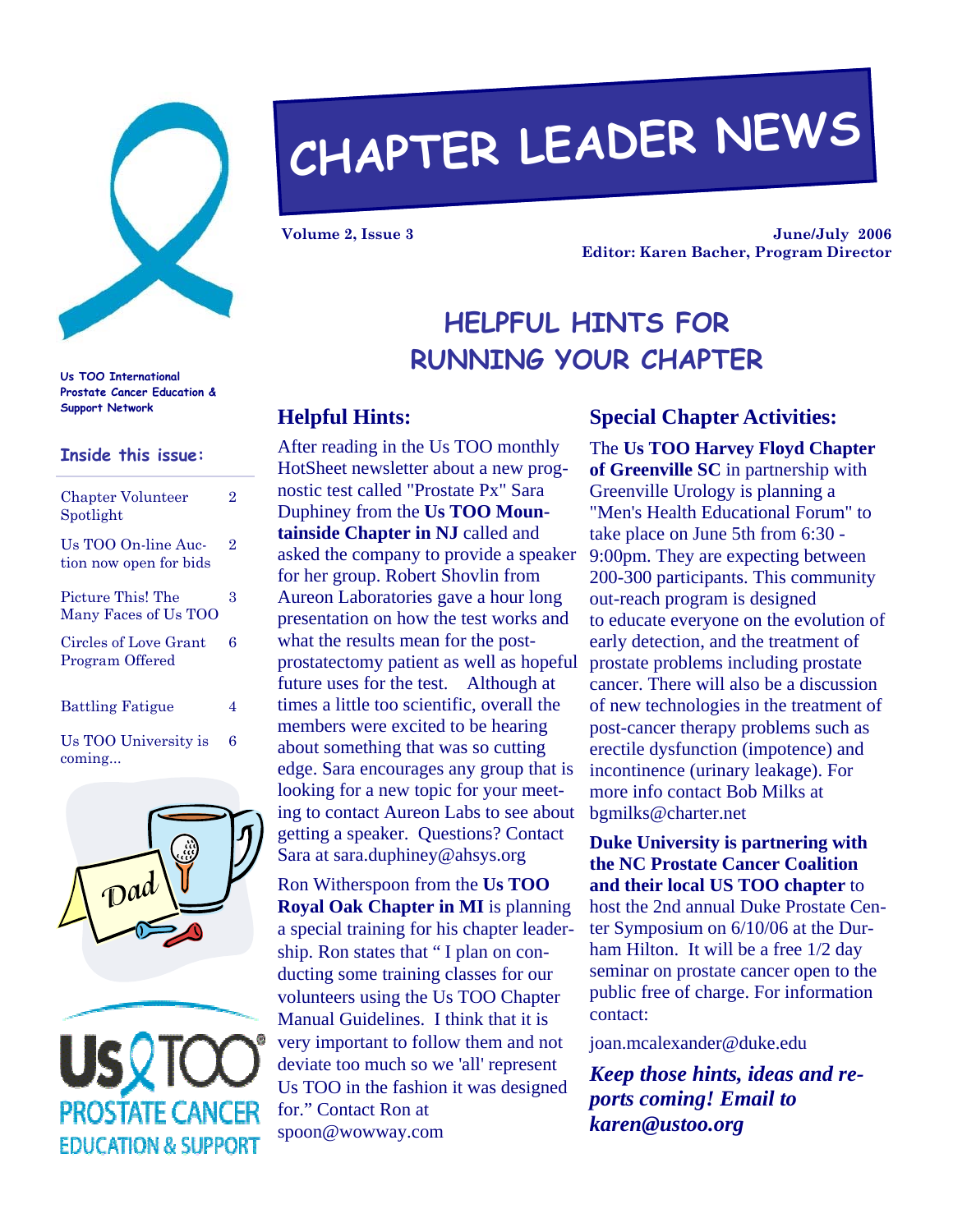# CHAPTER LEADER NEWS

**Volume 2, Issue 3** — **June/July 2006**

**Editor: Karen Bacher, Program Director**

**Us TOO International Prostate Cancer Education & Support Network**

### Inside this issue:

| | |
|---|---|
| Chapter Volunteer Spotlight | 2 |
| Us TOO On-line Auction now open for bids | 2 |
| Picture This! The Many Faces of Us TOO | 3 |
| Circles of Love Grant Program Offered | 6 |
| Battling Fatigue | 4 |
| Us TOO University is coming... | 6 |

## HELPFUL HINTS FOR RUNNING YOUR CHAPTER

### Helpful Hints:

After reading in the Us TOO monthly HotSheet newsletter about a new prognostic test called "Prostate Px" Sara Duphiney from the **Us TOO Mountainside Chapter in NJ** called and asked the company to provide a speaker for her group. Robert Shovlin from Aureon Laboratories gave a hour long presentation on how the test works and what the results mean for the post-prostatectomy patient as well as hopeful future uses for the test. Although at times a little too scientific, overall the members were excited to be hearing about something that was so cutting edge. Sara encourages any group that is looking for a new topic for your meeting to contact Aureon Labs to see about getting a speaker. Questions? Contact Sara at sara.duphiney@ahsys.org

Ron Witherspoon from the **Us TOO Royal Oak Chapter in MI** is planning a special training for his chapter leadership. Ron states that " I plan on conducting some training classes for our volunteers using the Us TOO Chapter Manual Guidelines. I think that it is very important to follow them and not deviate too much so we 'all' represent Us TOO in the fashion it was designed for." Contact Ron at spoon@wowway.com

### Special Chapter Activities:

The **Us TOO Harvey Floyd Chapter of Greenville SC** in partnership with Greenville Urology is planning a "Men's Health Educational Forum" to take place on June 5th from 6:30 - 9:00pm. They are expecting between 200-300 participants. This community out-reach program is designed to educate everyone on the evolution of early detection, and the treatment of prostate problems including prostate cancer. There will also be a discussion of new technologies in the treatment of post-cancer therapy problems such as erectile dysfunction (impotence) and incontinence (urinary leakage). For more info contact Bob Milks at bgmilks@charter.net

**Duke University is partnering with the NC Prostate Cancer Coalition and their local US TOO chapter** to host the 2nd annual Duke Prostate Center Symposium on 6/10/06 at the Durham Hilton. It will be a free 1/2 day seminar on prostate cancer open to the public free of charge. For information contact:

joan.mcalexander@duke.edu

***Keep those hints, ideas and reports coming! Email to karen@ustoo.org***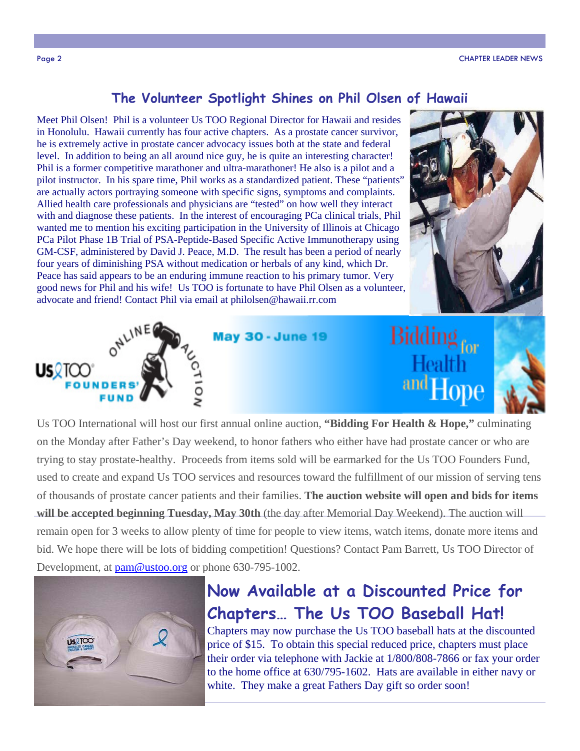## The Volunteer Spotlight Shines on Phil Olsen of Hawaii

Meet Phil Olsen! Phil is a volunteer Us TOO Regional Director for Hawaii and resides in Honolulu. Hawaii currently has four active chapters. As a prostate cancer survivor, he is extremely active in prostate cancer advocacy issues both at the state and federal level. In addition to being an all around nice guy, he is quite an interesting character! Phil is a former competitive marathoner and ultra-marathoner! He also is a pilot and a pilot instructor. In his spare time, Phil works as a standardized patient. These "patients" are actually actors portraying someone with specific signs, symptoms and complaints. Allied health care professionals and physicians are "tested" on how well they interact with and diagnose these patients. In the interest of encouraging PCa clinical trials, Phil wanted me to mention his exciting participation in the University of Illinois at Chicago PCa Pilot Phase 1B Trial of PSA-Peptide-Based Specific Active Immunotherapy using GM-CSF, administered by David J. Peace, M.D. The result has been a period of nearly four years of diminishing PSA without medication or herbals of any kind, which Dr. Peace has said appears to be an enduring immune reaction to his primary tumor. Very good news for Phil and his wife! Us TOO is fortunate to have Phil Olsen as a volunteer, advocate and friend! Contact Phil via email at philolsen@hawaii.rr.com

Us TOO Founders' Fund Online Auction — May 30 - June 19 — Bidding for Health and Hope

Us TOO International will host our first annual online auction, **"Bidding For Health & Hope,"** culminating on the Monday after Father's Day weekend, to honor fathers who either have had prostate cancer or who are trying to stay prostate-healthy. Proceeds from items sold will be earmarked for the Us TOO Founders Fund, used to create and expand Us TOO services and resources toward the fulfillment of our mission of serving tens of thousands of prostate cancer patients and their families. **The auction website will open and bids for items will be accepted beginning Tuesday, May 30th** (the day after Memorial Day Weekend). The auction will remain open for 3 weeks to allow plenty of time for people to view items, watch items, donate more items and bid. We hope there will be lots of bidding competition! Questions? Contact Pam Barrett, Us TOO Director of Development, at pam@ustoo.org or phone 630-795-1002.

## Now Available at a Discounted Price for Chapters… The Us TOO Baseball Hat!

Chapters may now purchase the Us TOO baseball hats at the discounted price of $15. To obtain this special reduced price, chapters must place their order via telephone with Jackie at 1/800/808-7866 or fax your order to the home office at 630/795-1602. Hats are available in either navy or white. They make a great Fathers Day gift so order soon!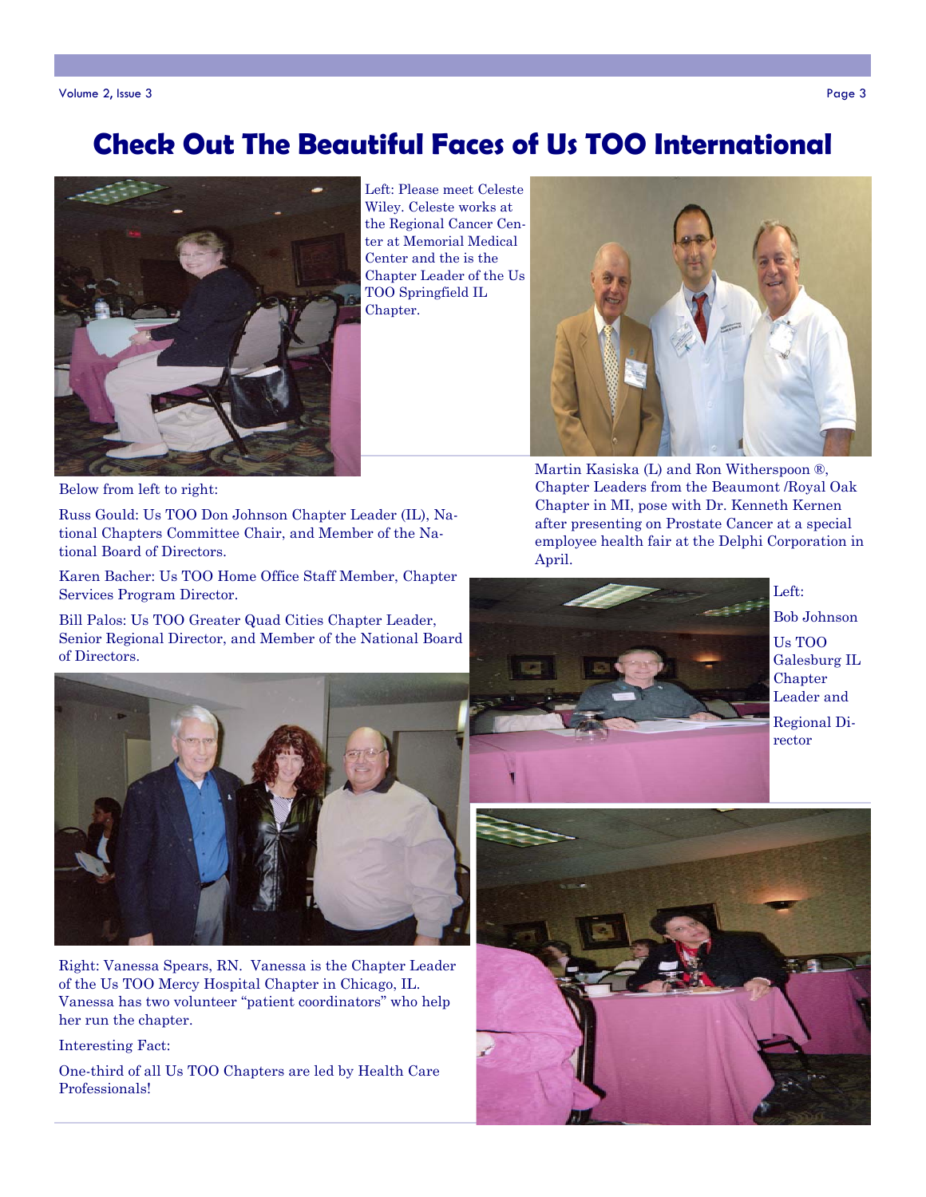# Check Out The Beautiful Faces of Us TOO International

Left: Please meet Celeste Wiley. Celeste works at the Regional Cancer Center at Memorial Medical Center and the is the Chapter Leader of the Us TOO Springfield IL Chapter.

Martin Kasiska (L) and Ron Witherspoon ®, Chapter Leaders from the Beaumont /Royal Oak Chapter in MI, pose with Dr. Kenneth Kernen after presenting on Prostate Cancer at a special employee health fair at the Delphi Corporation in April.

Below from left to right:

Russ Gould: Us TOO Don Johnson Chapter Leader (IL), National Chapters Committee Chair, and Member of the National Board of Directors.

Karen Bacher: Us TOO Home Office Staff Member, Chapter Services Program Director.

Bill Palos: Us TOO Greater Quad Cities Chapter Leader, Senior Regional Director, and Member of the National Board of Directors.

Left:

Bob Johnson

Us TOO Galesburg IL Chapter Leader and

Regional Director

Right: Vanessa Spears, RN. Vanessa is the Chapter Leader of the Us TOO Mercy Hospital Chapter in Chicago, IL. Vanessa has two volunteer "patient coordinators" who help her run the chapter.

Interesting Fact:

One-third of all Us TOO Chapters are led by Health Care Professionals!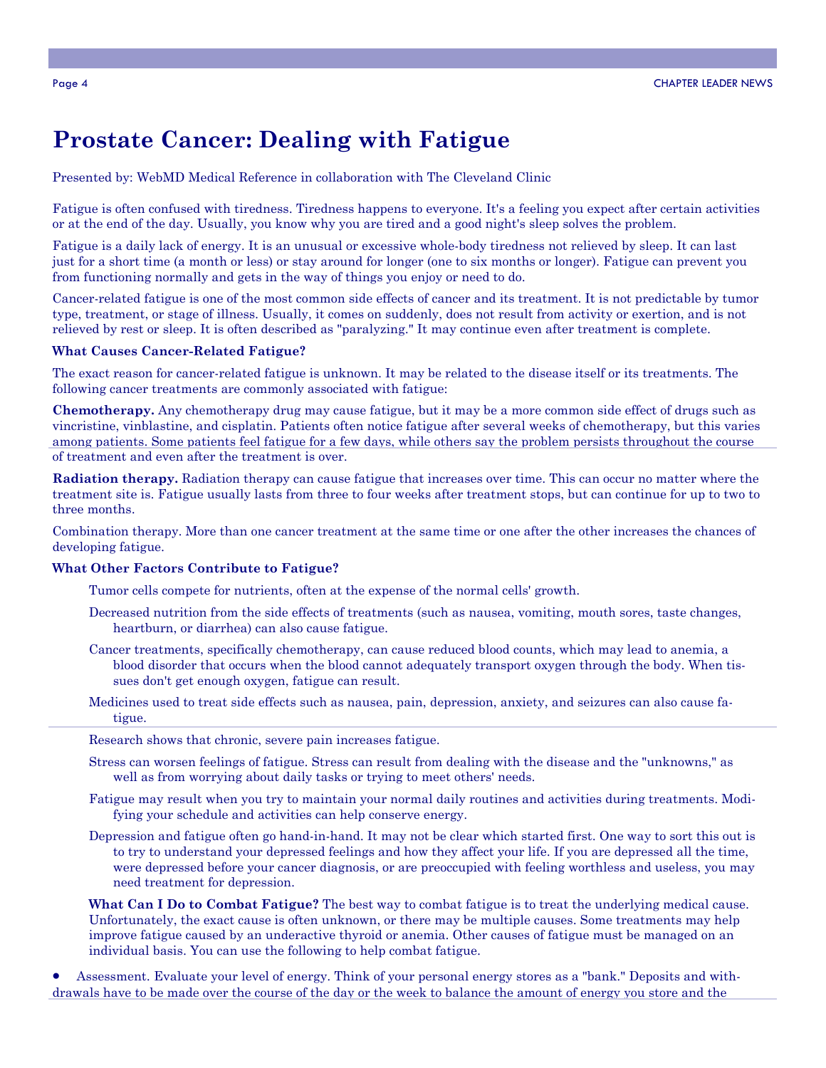# Prostate Cancer: Dealing with Fatigue

Presented by: WebMD Medical Reference in collaboration with The Cleveland Clinic

Fatigue is often confused with tiredness. Tiredness happens to everyone. It's a feeling you expect after certain activities or at the end of the day. Usually, you know why you are tired and a good night's sleep solves the problem.

Fatigue is a daily lack of energy. It is an unusual or excessive whole-body tiredness not relieved by sleep. It can last just for a short time (a month or less) or stay around for longer (one to six months or longer). Fatigue can prevent you from functioning normally and gets in the way of things you enjoy or need to do.

Cancer-related fatigue is one of the most common side effects of cancer and its treatment. It is not predictable by tumor type, treatment, or stage of illness. Usually, it comes on suddenly, does not result from activity or exertion, and is not relieved by rest or sleep. It is often described as "paralyzing." It may continue even after treatment is complete.

### What Causes Cancer-Related Fatigue?

The exact reason for cancer-related fatigue is unknown. It may be related to the disease itself or its treatments. The following cancer treatments are commonly associated with fatigue:

**Chemotherapy.** Any chemotherapy drug may cause fatigue, but it may be a more common side effect of drugs such as vincristine, vinblastine, and cisplatin. Patients often notice fatigue after several weeks of chemotherapy, but this varies among patients. Some patients feel fatigue for a few days, while others say the problem persists throughout the course of treatment and even after the treatment is over.

**Radiation therapy.** Radiation therapy can cause fatigue that increases over time. This can occur no matter where the treatment site is. Fatigue usually lasts from three to four weeks after treatment stops, but can continue for up to two to three months.

Combination therapy. More than one cancer treatment at the same time or one after the other increases the chances of developing fatigue.

### What Other Factors Contribute to Fatigue?

Tumor cells compete for nutrients, often at the expense of the normal cells' growth.

Decreased nutrition from the side effects of treatments (such as nausea, vomiting, mouth sores, taste changes, heartburn, or diarrhea) can also cause fatigue.

Cancer treatments, specifically chemotherapy, can cause reduced blood counts, which may lead to anemia, a blood disorder that occurs when the blood cannot adequately transport oxygen through the body. When tissues don't get enough oxygen, fatigue can result.

Medicines used to treat side effects such as nausea, pain, depression, anxiety, and seizures can also cause fatigue.

Research shows that chronic, severe pain increases fatigue.

Stress can worsen feelings of fatigue. Stress can result from dealing with the disease and the "unknowns," as well as from worrying about daily tasks or trying to meet others' needs.

Fatigue may result when you try to maintain your normal daily routines and activities during treatments. Modifying your schedule and activities can help conserve energy.

Depression and fatigue often go hand-in-hand. It may not be clear which started first. One way to sort this out is to try to understand your depressed feelings and how they affect your life. If you are depressed all the time, were depressed before your cancer diagnosis, or are preoccupied with feeling worthless and useless, you may need treatment for depression.

**What Can I Do to Combat Fatigue?** The best way to combat fatigue is to treat the underlying medical cause. Unfortunately, the exact cause is often unknown, or there may be multiple causes. Some treatments may help improve fatigue caused by an underactive thyroid or anemia. Other causes of fatigue must be managed on an individual basis. You can use the following to help combat fatigue.

- Assessment. Evaluate your level of energy. Think of your personal energy stores as a "bank." Deposits and withdrawals have to be made over the course of the day or the week to balance the amount of energy you store and the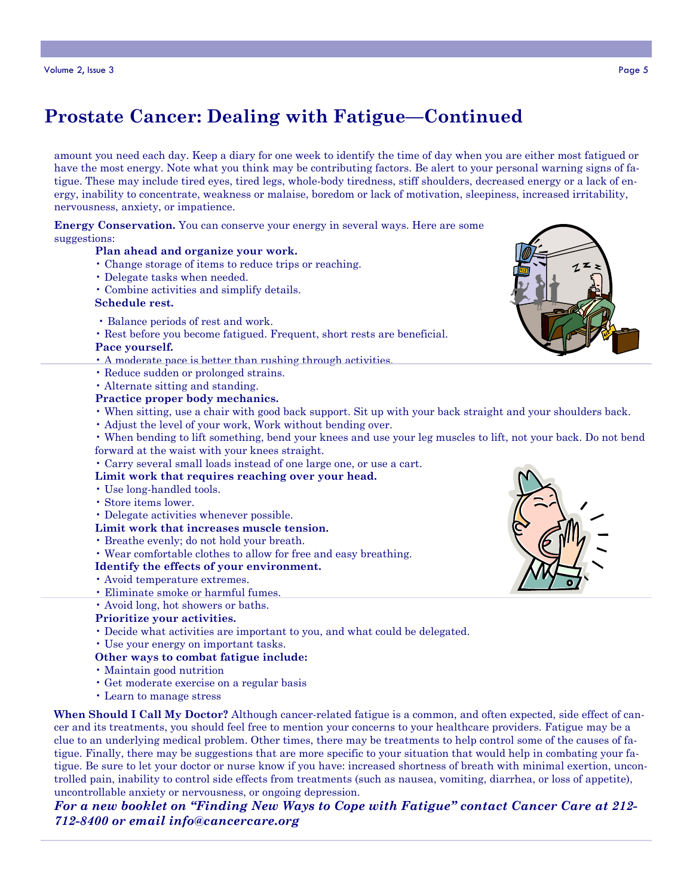# Prostate Cancer: Dealing with Fatigue—Continued

amount you need each day. Keep a diary for one week to identify the time of day when you are either most fatigued or have the most energy. Note what you think may be contributing factors. Be alert to your personal warning signs of fatigue. These may include tired eyes, tired legs, whole-body tiredness, stiff shoulders, decreased energy or a lack of energy, inability to concentrate, weakness or malaise, boredom or lack of motivation, sleepiness, increased irritability, nervousness, anxiety, or impatience.

**Energy Conservation.** You can conserve your energy in several ways. Here are some suggestions:

**Plan ahead and organize your work.**
- Change storage of items to reduce trips or reaching.
- Delegate tasks when needed.
- Combine activities and simplify details.

**Schedule rest.**
- Balance periods of rest and work.
- Rest before you become fatigued. Frequent, short rests are beneficial.

**Pace yourself.**
- A moderate pace is better than rushing through activities.
- Reduce sudden or prolonged strains.
- Alternate sitting and standing.

**Practice proper body mechanics.**
- When sitting, use a chair with good back support. Sit up with your back straight and your shoulders back.
- Adjust the level of your work, Work without bending over.
- When bending to lift something, bend your knees and use your leg muscles to lift, not your back. Do not bend forward at the waist with your knees straight.
- Carry several small loads instead of one large one, or use a cart.

**Limit work that requires reaching over your head.**
- Use long-handled tools.
- Store items lower.
- Delegate activities whenever possible.

**Limit work that increases muscle tension.**
- Breathe evenly; do not hold your breath.
- Wear comfortable clothes to allow for free and easy breathing.

**Identify the effects of your environment.**
- Avoid temperature extremes.
- Eliminate smoke or harmful fumes.
- Avoid long, hot showers or baths.

**Prioritize your activities.**
- Decide what activities are important to you, and what could be delegated.
- Use your energy on important tasks.

**Other ways to combat fatigue include:**
- Maintain good nutrition
- Get moderate exercise on a regular basis
- Learn to manage stress

**When Should I Call My Doctor?** Although cancer-related fatigue is a common, and often expected, side effect of cancer and its treatments, you should feel free to mention your concerns to your healthcare providers. Fatigue may be a clue to an underlying medical problem. Other times, there may be treatments to help control some of the causes of fatigue. Finally, there may be suggestions that are more specific to your situation that would help in combating your fatigue. Be sure to let your doctor or nurse know if you have: increased shortness of breath with minimal exertion, uncontrolled pain, inability to control side effects from treatments (such as nausea, vomiting, diarrhea, or loss of appetite), uncontrollable anxiety or nervousness, or ongoing depression.

***For a new booklet on "Finding New Ways to Cope with Fatigue" contact Cancer Care at 212-712-8400 or email info@cancercare.org***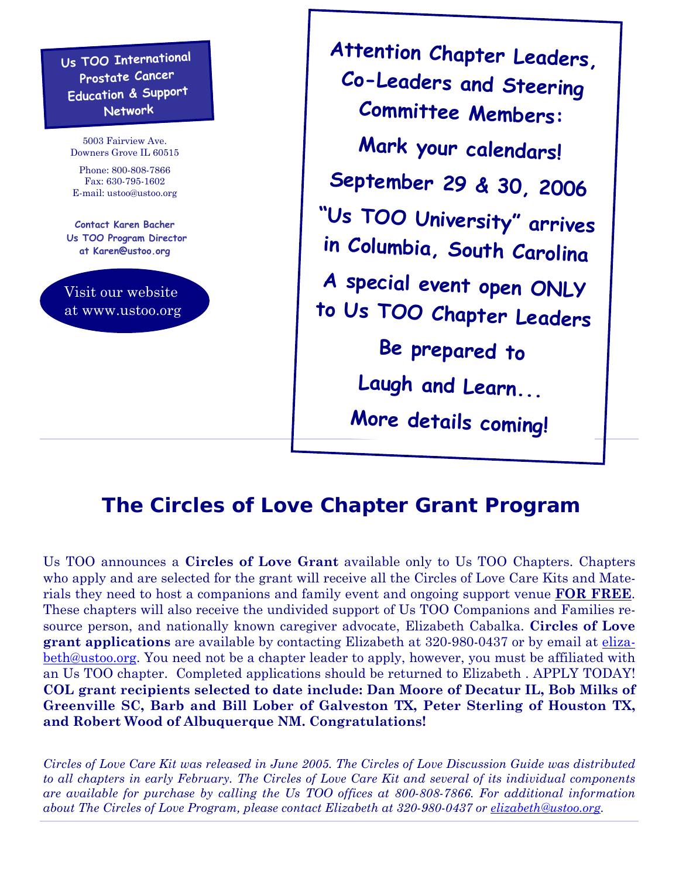**Us TOO International Prostate Cancer Education & Support Network**

5003 Fairview Ave.
Downers Grove IL 60515

Phone: 800-808-7866
Fax: 630-795-1602
E-mail: ustoo@ustoo.org

**Contact Karen Bacher**
**Us TOO Program Director**
**at Karen@ustoo.org**

Visit our website at www.ustoo.org

**Attention Chapter Leaders, Co-Leaders and Steering Committee Members:**

**Mark your calendars!**

**September 29 & 30, 2006**

**"Us TOO University" arrives in Columbia, South Carolina**

**A special event open ONLY to Us TOO Chapter Leaders**

**Be prepared to Laugh and Learn...**

**More details coming!**

## The Circles of Love Chapter Grant Program

Us TOO announces a **Circles of Love Grant** available only to Us TOO Chapters. Chapters who apply and are selected for the grant will receive all the Circles of Love Care Kits and Materials they need to host a companions and family event and ongoing support venue **FOR FREE**. These chapters will also receive the undivided support of Us TOO Companions and Families resource person, and nationally known caregiver advocate, Elizabeth Cabalka. **Circles of Love grant applications** are available by contacting Elizabeth at 320-980-0437 or by email at elizabeth@ustoo.org. You need not be a chapter leader to apply, however, you must be affiliated with an Us TOO chapter. Completed applications should be returned to Elizabeth . APPLY TODAY! **COL grant recipients selected to date include: Dan Moore of Decatur IL, Bob Milks of Greenville SC, Barb and Bill Lober of Galveston TX, Peter Sterling of Houston TX, and Robert Wood of Albuquerque NM. Congratulations!**

*Circles of Love Care Kit was released in June 2005. The Circles of Love Discussion Guide was distributed to all chapters in early February. The Circles of Love Care Kit and several of its individual components are available for purchase by calling the Us TOO offices at 800-808-7866. For additional information about The Circles of Love Program, please contact Elizabeth at 320-980-0437 or elizabeth@ustoo.org.*